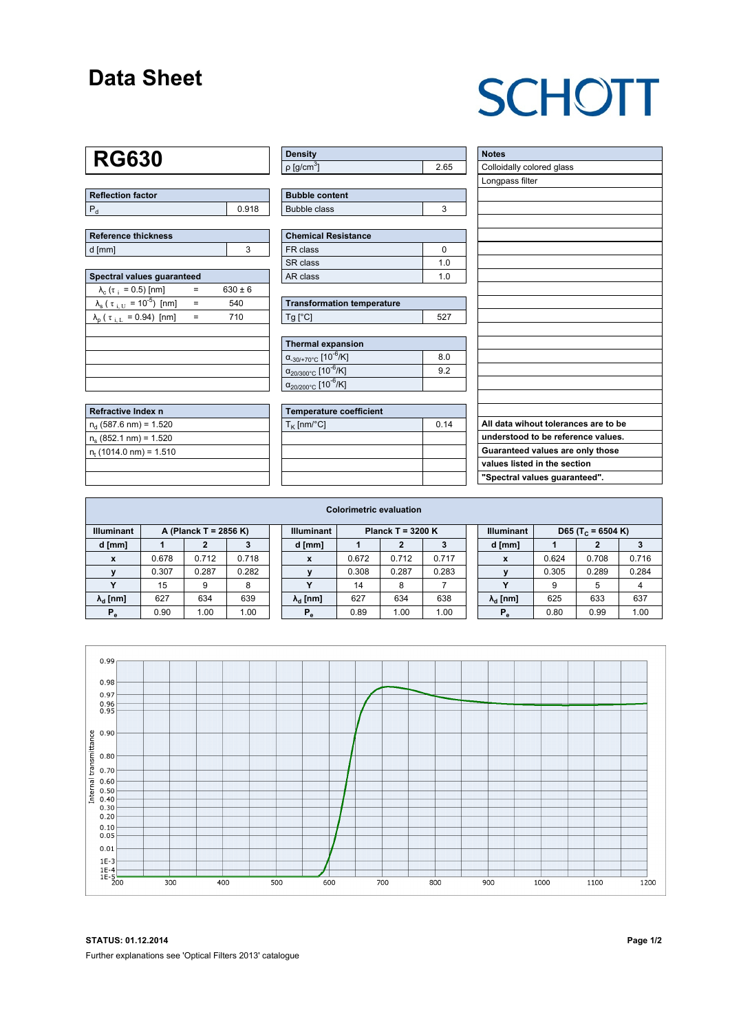# Data Sheet

SCHOTT

## RG630

| Reflection factor | |
|---|---|
| $P_d$ | 0.918 |

| Reference thickness | |
|---|---|
| d [mm] | 3 |

| Spectral values guaranteed | | |
|---|---|---|
| $\lambda_c$ ($\tau_i$ = 0.5) [nm] | = | 630 ± 6 |
| $\lambda_s$ ($\tau_{i,U}$ = $10^{-5}$) [nm] | = | 540 |
| $\lambda_p$ ($\tau_{i,L}$ = 0.94) [nm] | = | 710 |

| Refractive Index n |
|---|
| $n_d$ (587.6 nm) = 1.520 |
| $n_s$ (852.1 nm) = 1.520 |
| $n_t$ (1014.0 nm) = 1.510 |

| Density | |
|---|---|
| ρ [g/cm³] | 2.65 |

| Bubble content | |
|---|---|
| Bubble class | 3 |

| Chemical Resistance | |
|---|---|
| FR class | 0 |
| SR class | 1.0 |
| AR class | 1.0 |

| Transformation temperature | |
|---|---|
| Tg [°C] | 527 |

| Thermal expansion | |
|---|---|
| $\alpha_{-30/+70°C}$ [$10^{-6}$/K] | 8.0 |
| $\alpha_{20/300°C}$ [$10^{-6}$/K] | 9.2 |
| $\alpha_{20/200°C}$ [$10^{-6}$/K] | |

| Temperature coefficient | |
|---|---|
| $T_K$ [nm/°C] | 0.14 |

| Notes |
|---|
| Colloidally colored glass |
| Longpass filter |

**All data wihout tolerances are to be understood to be reference values. Guaranteed values are only those values listed in the section "Spectral values guaranteed".**

### Colorimetric evaluation

| Illuminant | A (Planck T = 2856 K) | | | Illuminant | Planck T = 3200 K | | | Illuminant | D65 ($T_C$ = 6504 K) | | |
|---|---|---|---|---|---|---|---|---|---|---|---|
| d [mm] | 1 | 2 | 3 | d [mm] | 1 | 2 | 3 | d [mm] | 1 | 2 | 3 |
| x | 0.678 | 0.712 | 0.718 | x | 0.672 | 0.712 | 0.717 | x | 0.624 | 0.708 | 0.716 |
| y | 0.307 | 0.287 | 0.282 | y | 0.308 | 0.287 | 0.283 | y | 0.305 | 0.289 | 0.284 |
| Y | 15 | 9 | 8 | Y | 14 | 8 | 7 | Y | 9 | 5 | 4 |
| $\lambda_d$ [nm] | 627 | 634 | 639 | $\lambda_d$ [nm] | 627 | 634 | 638 | $\lambda_d$ [nm] | 625 | 633 | 637 |
| $P_e$ | 0.90 | 1.00 | 1.00 | $P_e$ | 0.89 | 1.00 | 1.00 | $P_e$ | 0.80 | 0.99 | 1.00 |

**STATUS: 01.12.2014**

Further explanations see 'Optical Filters 2013' catalogue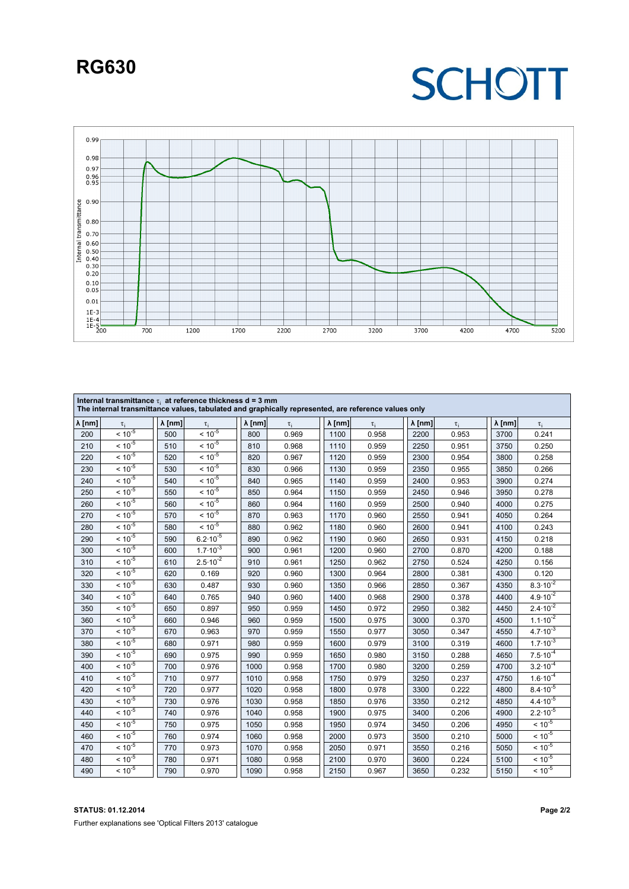# RG630

SCHOTT

0.99
0.98
0.97
0.96
0.95
0.90
0.80
0.70
0.60
0.50
0.40
0.30
0.20
0.10
0.05
0.01
1E-3
1E-4
1E-5

Internal transmittance

200 700 1200 1700 2200 2700 3200 3700 4200 4700 5200

**Internal transmittance $\tau_i$ at reference thickness d = 3 mm**
**The internal transmittance values, tabulated and graphically represented, are reference values only**

| λ [nm] | $\tau_i$ | λ [nm] | $\tau_i$ | λ [nm] | $\tau_i$ | λ [nm] | $\tau_i$ | λ [nm] | $\tau_i$ | λ [nm] | $\tau_i$ |
|---|---|---|---|---|---|---|---|---|---|---|---|
| 200 | $< 10^{-5}$ | 500 | $< 10^{-5}$ | 800 | 0.969 | 1100 | 0.958 | 2200 | 0.953 | 3700 | 0.241 |
| 210 | $< 10^{-5}$ | 510 | $< 10^{-5}$ | 810 | 0.968 | 1110 | 0.959 | 2250 | 0.951 | 3750 | 0.250 |
| 220 | $< 10^{-5}$ | 520 | $< 10^{-5}$ | 820 | 0.967 | 1120 | 0.959 | 2300 | 0.954 | 3800 | 0.258 |
| 230 | $< 10^{-5}$ | 530 | $< 10^{-5}$ | 830 | 0.966 | 1130 | 0.959 | 2350 | 0.955 | 3850 | 0.266 |
| 240 | $< 10^{-5}$ | 540 | $< 10^{-5}$ | 840 | 0.965 | 1140 | 0.959 | 2400 | 0.953 | 3900 | 0.274 |
| 250 | $< 10^{-5}$ | 550 | $< 10^{-5}$ | 850 | 0.964 | 1150 | 0.959 | 2450 | 0.946 | 3950 | 0.278 |
| 260 | $< 10^{-5}$ | 560 | $< 10^{-5}$ | 860 | 0.964 | 1160 | 0.959 | 2500 | 0.940 | 4000 | 0.275 |
| 270 | $< 10^{-5}$ | 570 | $< 10^{-5}$ | 870 | 0.963 | 1170 | 0.960 | 2550 | 0.941 | 4050 | 0.264 |
| 280 | $< 10^{-5}$ | 580 | $< 10^{-5}$ | 880 | 0.962 | 1180 | 0.960 | 2600 | 0.941 | 4100 | 0.243 |
| 290 | $< 10^{-5}$ | 590 | $6.2 \cdot 10^{-5}$ | 890 | 0.962 | 1190 | 0.960 | 2650 | 0.931 | 4150 | 0.218 |
| 300 | $< 10^{-5}$ | 600 | $1.7 \cdot 10^{-3}$ | 900 | 0.961 | 1200 | 0.960 | 2700 | 0.870 | 4200 | 0.188 |
| 310 | $< 10^{-5}$ | 610 | $2.5 \cdot 10^{-2}$ | 910 | 0.961 | 1250 | 0.962 | 2750 | 0.524 | 4250 | 0.156 |
| 320 | $< 10^{-5}$ | 620 | 0.169 | 920 | 0.960 | 1300 | 0.964 | 2800 | 0.381 | 4300 | 0.120 |
| 330 | $< 10^{-5}$ | 630 | 0.487 | 930 | 0.960 | 1350 | 0.966 | 2850 | 0.367 | 4350 | $8.3 \cdot 10^{-2}$ |
| 340 | $< 10^{-5}$ | 640 | 0.765 | 940 | 0.960 | 1400 | 0.968 | 2900 | 0.378 | 4400 | $4.9 \cdot 10^{-2}$ |
| 350 | $< 10^{-5}$ | 650 | 0.897 | 950 | 0.959 | 1450 | 0.972 | 2950 | 0.382 | 4450 | $2.4 \cdot 10^{-2}$ |
| 360 | $< 10^{-5}$ | 660 | 0.946 | 960 | 0.959 | 1500 | 0.975 | 3000 | 0.370 | 4500 | $1.1 \cdot 10^{-2}$ |
| 370 | $< 10^{-5}$ | 670 | 0.963 | 970 | 0.959 | 1550 | 0.977 | 3050 | 0.347 | 4550 | $4.7 \cdot 10^{-3}$ |
| 380 | $< 10^{-5}$ | 680 | 0.971 | 980 | 0.959 | 1600 | 0.979 | 3100 | 0.319 | 4600 | $1.7 \cdot 10^{-3}$ |
| 390 | $< 10^{-5}$ | 690 | 0.975 | 990 | 0.959 | 1650 | 0.980 | 3150 | 0.288 | 4650 | $7.5 \cdot 10^{-4}$ |
| 400 | $< 10^{-5}$ | 700 | 0.976 | 1000 | 0.958 | 1700 | 0.980 | 3200 | 0.259 | 4700 | $3.2 \cdot 10^{-4}$ |
| 410 | $< 10^{-5}$ | 710 | 0.977 | 1010 | 0.958 | 1750 | 0.979 | 3250 | 0.237 | 4750 | $1.6 \cdot 10^{-4}$ |
| 420 | $< 10^{-5}$ | 720 | 0.977 | 1020 | 0.958 | 1800 | 0.978 | 3300 | 0.222 | 4800 | $8.4 \cdot 10^{-5}$ |
| 430 | $< 10^{-5}$ | 730 | 0.976 | 1030 | 0.958 | 1850 | 0.976 | 3350 | 0.212 | 4850 | $4.4 \cdot 10^{-5}$ |
| 440 | $< 10^{-5}$ | 740 | 0.976 | 1040 | 0.958 | 1900 | 0.975 | 3400 | 0.206 | 4900 | $2.2 \cdot 10^{-5}$ |
| 450 | $< 10^{-5}$ | 750 | 0.975 | 1050 | 0.958 | 1950 | 0.974 | 3450 | 0.206 | 4950 | $< 10^{-5}$ |
| 460 | $< 10^{-5}$ | 760 | 0.974 | 1060 | 0.958 | 2000 | 0.973 | 3500 | 0.210 | 5000 | $< 10^{-5}$ |
| 470 | $< 10^{-5}$ | 770 | 0.973 | 1070 | 0.958 | 2050 | 0.971 | 3550 | 0.216 | 5050 | $< 10^{-5}$ |
| 480 | $< 10^{-5}$ | 780 | 0.971 | 1080 | 0.958 | 2100 | 0.970 | 3600 | 0.224 | 5100 | $< 10^{-5}$ |
| 490 | $< 10^{-5}$ | 790 | 0.970 | 1090 | 0.958 | 2150 | 0.967 | 3650 | 0.232 | 5150 | $< 10^{-5}$ |

**STATUS: 01.12.2014**

Further explanations see 'Optical Filters 2013' catalogue